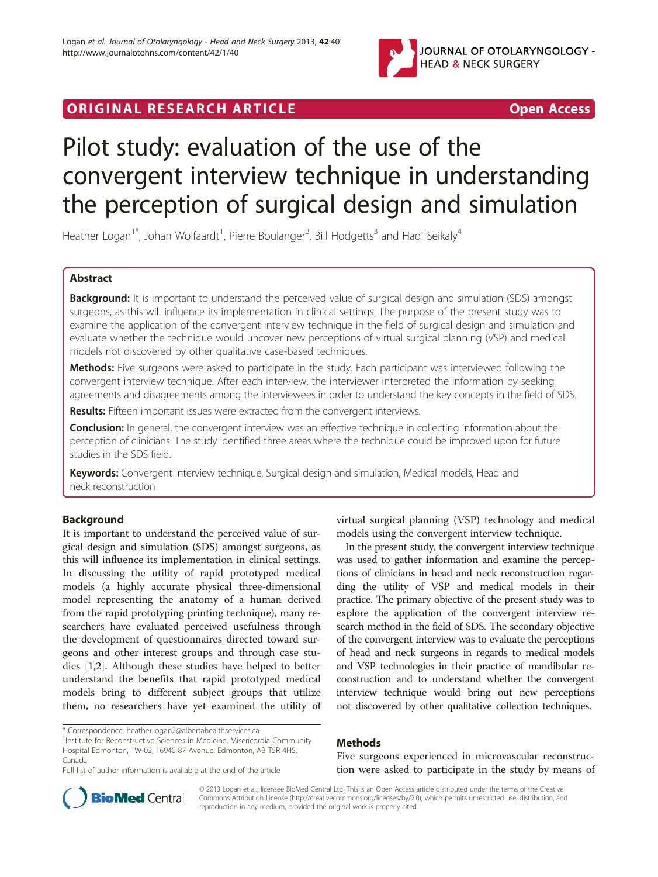ORIGINAL RESEARCH ARTICLE **Open Access**

# Pilot study: evaluation of the use of the convergent interview technique in understanding the perception of surgical design and simulation

Heather Logan[1*], Johan Wolfaardt[1], Pierre Boulanger[2], Bill Hodgetts[3] and Hadi Seikaly[4]

## Abstract

**Background:** It is important to understand the perceived value of surgical design and simulation (SDS) amongst surgeons, as this will influence its implementation in clinical settings. The purpose of the present study was to examine the application of the convergent interview technique in the field of surgical design and simulation and evaluate whether the technique would uncover new perceptions of virtual surgical planning (VSP) and medical models not discovered by other qualitative case-based techniques.

**Methods:** Five surgeons were asked to participate in the study. Each participant was interviewed following the convergent interview technique. After each interview, the interviewer interpreted the information by seeking agreements and disagreements among the interviewees in order to understand the key concepts in the field of SDS.

**Results:** Fifteen important issues were extracted from the convergent interviews.

**Conclusion:** In general, the convergent interview was an effective technique in collecting information about the perception of clinicians. The study identified three areas where the technique could be improved upon for future studies in the SDS field.

**Keywords:** Convergent interview technique, Surgical design and simulation, Medical models, Head and neck reconstruction

## Background

It is important to understand the perceived value of surgical design and simulation (SDS) amongst surgeons, as this will influence its implementation in clinical settings. In discussing the utility of rapid prototyped medical models (a highly accurate physical three-dimensional model representing the anatomy of a human derived from the rapid prototyping printing technique), many researchers have evaluated perceived usefulness through the development of questionnaires directed toward surgeons and other interest groups and through case studies [1,2]. Although these studies have helped to better understand the benefits that rapid prototyped medical models bring to different subject groups that utilize them, no researchers have yet examined the utility of virtual surgical planning (VSP) technology and medical models using the convergent interview technique.

In the present study, the convergent interview technique was used to gather information and examine the perceptions of clinicians in head and neck reconstruction regarding the utility of VSP and medical models in their practice. The primary objective of the present study was to explore the application of the convergent interview research method in the field of SDS. The secondary objective of the convergent interview was to evaluate the perceptions of head and neck surgeons in regards to medical models and VSP technologies in their practice of mandibular reconstruction and to understand whether the convergent interview technique would bring out new perceptions not discovered by other qualitative collection techniques.

## Methods

Five surgeons experienced in microvascular reconstruction were asked to participate in the study by means of

\* Correspondence: heather.logan2@albertahealthservices.ca
[1]Institute for Reconstructive Sciences in Medicine, Misericordia Community Hospital Edmonton, 1W-02, 16940-87 Avenue, Edmonton, AB T5R 4H5, Canada
Full list of author information is available at the end of the article

© 2013 Logan et al.; licensee BioMed Central Ltd. This is an Open Access article distributed under the terms of the Creative Commons Attribution License (http://creativecommons.org/licenses/by/2.0), which permits unrestricted use, distribution, and reproduction in any medium, provided the original work is properly cited.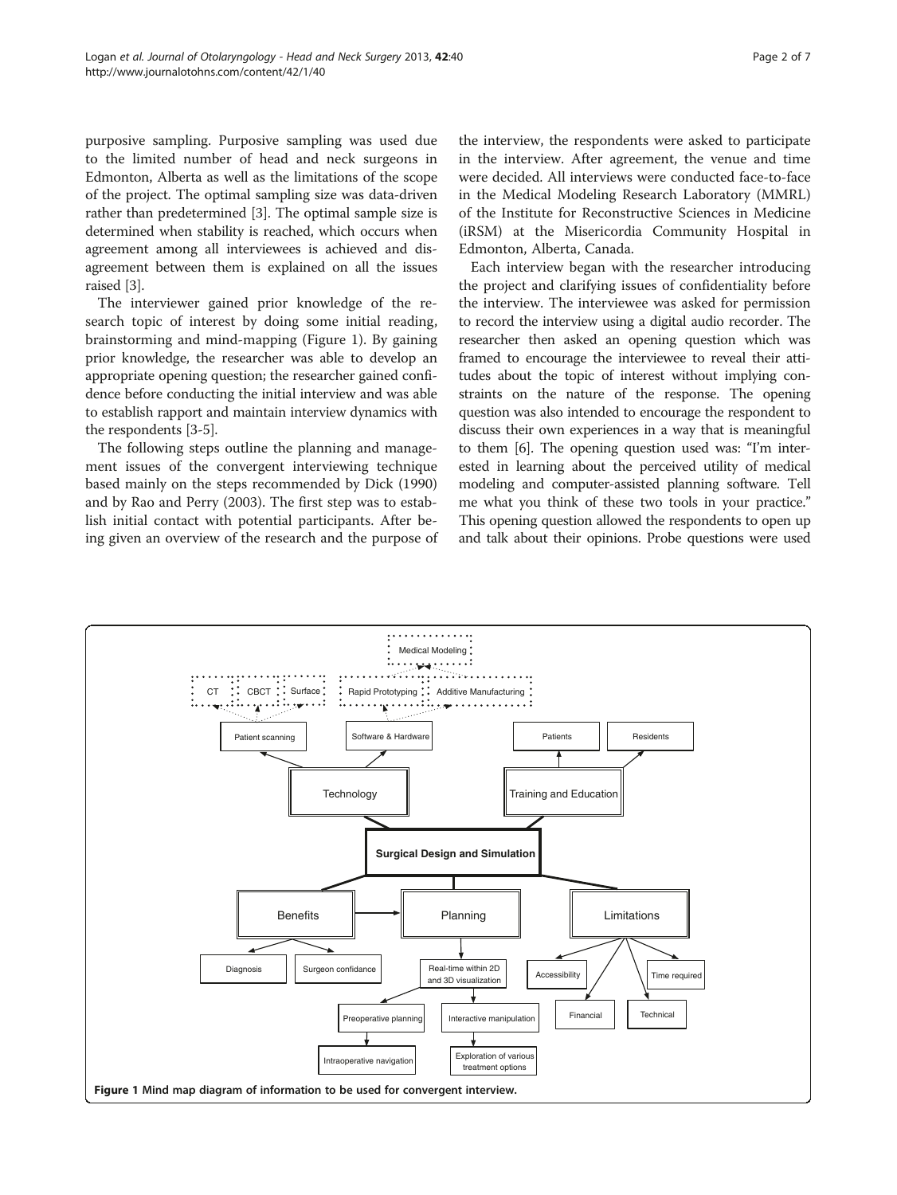purposive sampling. Purposive sampling was used due to the limited number of head and neck surgeons in Edmonton, Alberta as well as the limitations of the scope of the project. The optimal sampling size was data-driven rather than predetermined [3]. The optimal sample size is determined when stability is reached, which occurs when agreement among all interviewees is achieved and disagreement between them is explained on all the issues raised [3].

The interviewer gained prior knowledge of the research topic of interest by doing some initial reading, brainstorming and mind-mapping (Figure 1). By gaining prior knowledge, the researcher was able to develop an appropriate opening question; the researcher gained confidence before conducting the initial interview and was able to establish rapport and maintain interview dynamics with the respondents [3-5].

The following steps outline the planning and management issues of the convergent interviewing technique based mainly on the steps recommended by Dick (1990) and by Rao and Perry (2003). The first step was to establish initial contact with potential participants. After being given an overview of the research and the purpose of the interview, the respondents were asked to participate in the interview. After agreement, the venue and time were decided. All interviews were conducted face-to-face in the Medical Modeling Research Laboratory (MMRL) of the Institute for Reconstructive Sciences in Medicine (iRSM) at the Misericordia Community Hospital in Edmonton, Alberta, Canada.

Each interview began with the researcher introducing the project and clarifying issues of confidentiality before the interview. The interviewee was asked for permission to record the interview using a digital audio recorder. The researcher then asked an opening question which was framed to encourage the interviewee to reveal their attitudes about the topic of interest without implying constraints on the nature of the response. The opening question was also intended to encourage the respondent to discuss their own experiences in a way that is meaningful to them [6]. The opening question used was: "I'm interested in learning about the perceived utility of medical modeling and computer-assisted planning software. Tell me what you think of these two tools in your practice." This opening question allowed the respondents to open up and talk about their opinions. Probe questions were used

Medical Modeling
CT
CBCT
Surface
Rapid Prototyping
Additive Manufacturing
Patient scanning
Software & Hardware
Patients
Residents
Technology
Training and Education
Surgical Design and Simulation
Benefits
Planning
Limitations
Diagnosis
Surgeon confidance
Real-time within 2D and 3D visualization
Accessibility
Time required
Preoperative planning
Interactive manipulation
Financial
Technical
Intraoperative navigation
Exploration of various treatment options

**Figure 1** Mind map diagram of information to be used for convergent interview.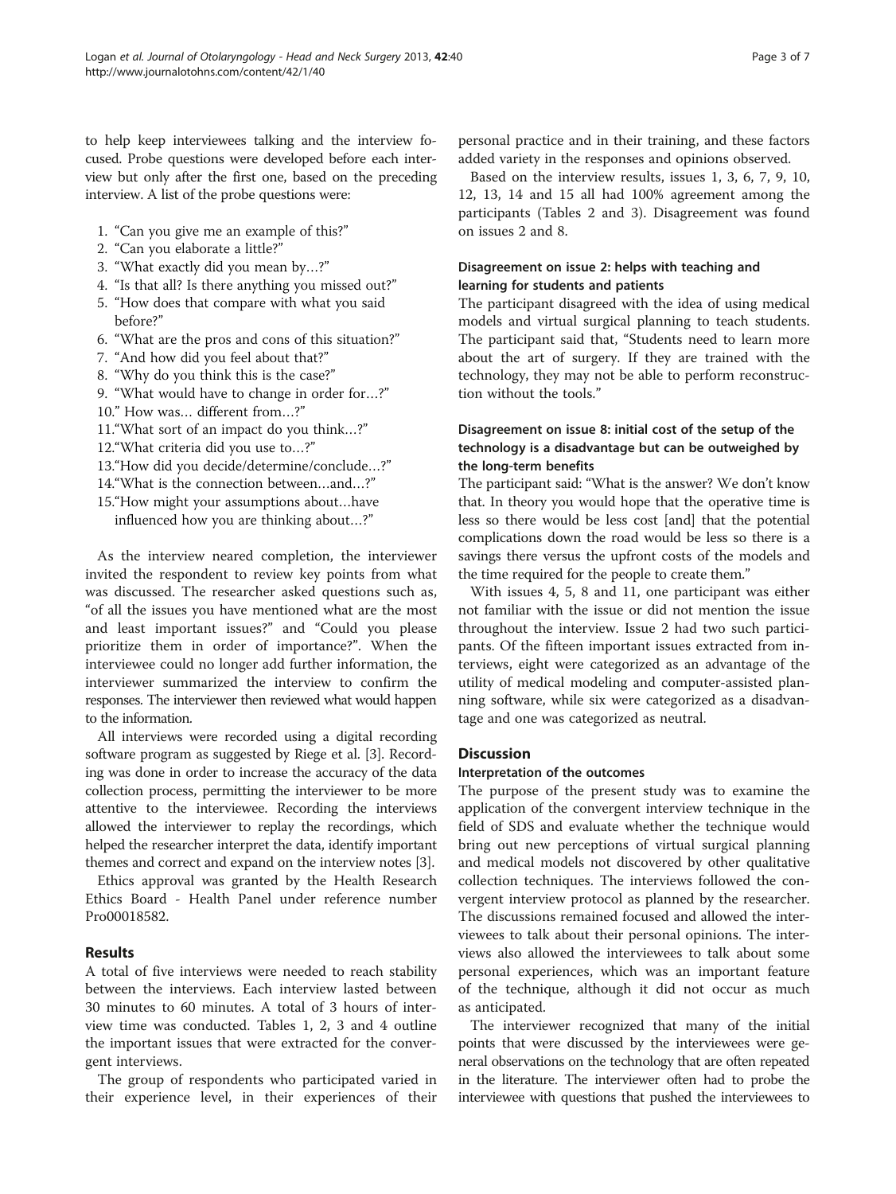to help keep interviewees talking and the interview focused. Probe questions were developed before each interview but only after the first one, based on the preceding interview. A list of the probe questions were:

1. "Can you give me an example of this?"
2. "Can you elaborate a little?"
3. "What exactly did you mean by…?"
4. "Is that all? Is there anything you missed out?"
5. "How does that compare with what you said before?"
6. "What are the pros and cons of this situation?"
7. "And how did you feel about that?"
8. "Why do you think this is the case?"
9. "What would have to change in order for…?"
10. " How was… different from…?"
11. "What sort of an impact do you think…?"
12. "What criteria did you use to…?"
13. "How did you decide/determine/conclude…?"
14. "What is the connection between…and…?"
15. "How might your assumptions about…have influenced how you are thinking about…?"

As the interview neared completion, the interviewer invited the respondent to review key points from what was discussed. The researcher asked questions such as, "of all the issues you have mentioned what are the most and least important issues?" and "Could you please prioritize them in order of importance?". When the interviewee could no longer add further information, the interviewer summarized the interview to confirm the responses. The interviewer then reviewed what would happen to the information.

All interviews were recorded using a digital recording software program as suggested by Riege et al. [3]. Recording was done in order to increase the accuracy of the data collection process, permitting the interviewer to be more attentive to the interviewees. Recording the interviews allowed the interviewer to replay the recordings, which helped the researcher interpret the data, identify important themes and correct and expand on the interview notes [3].

Ethics approval was granted by the Health Research Ethics Board - Health Panel under reference number Pro00018582.

## Results

A total of five interviews were needed to reach stability between the interviews. Each interview lasted between 30 minutes to 60 minutes. A total of 3 hours of interview time was conducted. Tables 1, 2, 3 and 4 outline the important issues that were extracted for the convergent interviews.

The group of respondents who participated varied in their experience level, in their experiences of their personal practice and in their training, and these factors added variety in the responses and opinions observed.

Based on the interview results, issues 1, 3, 6, 7, 9, 10, 12, 13, 14 and 15 all had 100% agreement among the participants (Tables 2 and 3). Disagreement was found on issues 2 and 8.

### Disagreement on issue 2: helps with teaching and learning for students and patients

The participant disagreed with the idea of using medical models and virtual surgical planning to teach students. The participant said that, "Students need to learn more about the art of surgery. If they are trained with the technology, they may not be able to perform reconstruction without the tools."

### Disagreement on issue 8: initial cost of the setup of the technology is a disadvantage but can be outweighed by the long-term benefits

The participant said: "What is the answer? We don't know that. In theory you would hope that the operative time is less so there would be less cost [and] that the potential complications down the road would be less so there is a savings there versus the upfront costs of the models and the time required for the people to create them."

With issues 4, 5, 8 and 11, one participant was either not familiar with the issue or did not mention the issue throughout the interview. Issue 2 had two such participants. Of the fifteen important issues extracted from interviews, eight were categorized as an advantage of the utility of medical modeling and computer-assisted planning software, while six were categorized as a disadvantage and one was categorized as neutral.

## Discussion

### Interpretation of the outcomes

The purpose of the present study was to examine the application of the convergent interview technique in the field of SDS and evaluate whether the technique would bring out new perceptions of virtual surgical planning and medical models not discovered by other qualitative collection techniques. The interviews followed the convergent interview protocol as planned by the researcher. The discussions remained focused and allowed the interviewees to talk about their personal opinions. The interviews also allowed the interviewees to talk about some personal experiences, which was an important feature of the technique, although it did not occur as much as anticipated.

The interviewer recognized that many of the initial points that were discussed by the interviewees were general observations on the technology that are often repeated in the literature. The interviewer often had to probe the interviewee with questions that pushed the interviewees to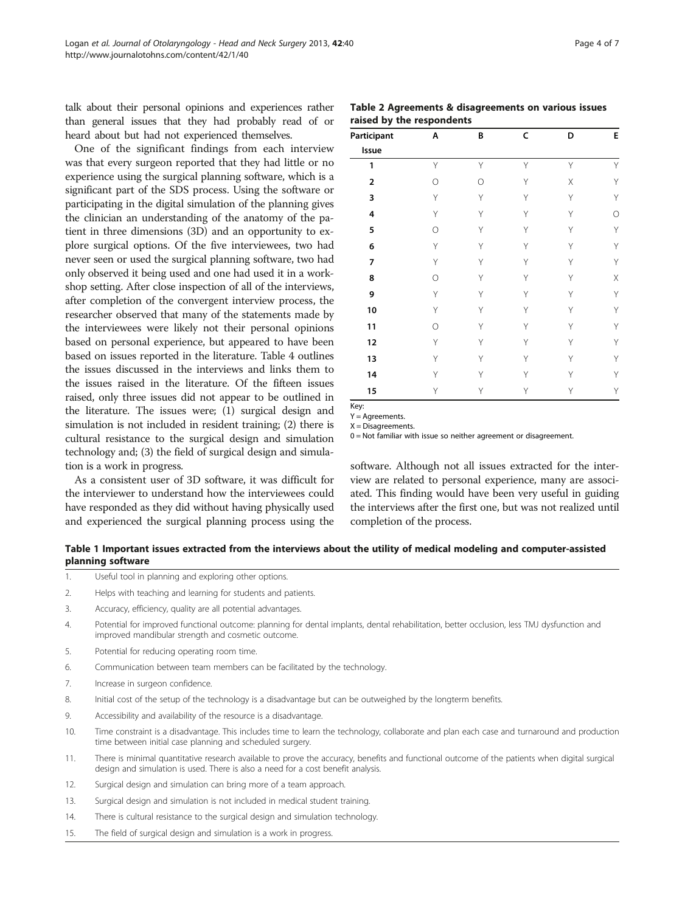talk about their personal opinions and experiences rather than general issues that they had probably read of or heard about but had not experienced themselves.

One of the significant findings from each interview was that every surgeon reported that they had little or no experience using the surgical planning software, which is a significant part of the SDS process. Using the software or participating in the digital simulation of the planning gives the clinician an understanding of the anatomy of the patient in three dimensions (3D) and an opportunity to explore surgical options. Of the five interviewees, two had never seen or used the surgical planning software, two had only observed it being used and one had used it in a workshop setting. After close inspection of all of the interviews, after completion of the convergent interview process, the researcher observed that many of the statements made by the interviewees were likely not their personal opinions based on personal experience, but appeared to have been based on issues reported in the literature. Table 4 outlines the issues discussed in the interviews and links them to the issues raised in the literature. Of the fifteen issues raised, only three issues did not appear to be outlined in the literature. The issues were; (1) surgical design and simulation is not included in resident training; (2) there is cultural resistance to the surgical design and simulation technology and; (3) the field of surgical design and simulation is a work in progress.

As a consistent user of 3D software, it was difficult for the interviewer to understand how the interviewees could have responded as they did without having physically used and experienced the surgical planning process using the software. Although not all issues extracted for the interview are related to personal experience, many are associated. This finding would have been very useful in guiding the interviews after the first one, but was not realized until completion of the process.

**Table 2 Agreements & disagreements on various issues raised by the respondents**

| Participant / Issue | A | B | C | D | E |
|---|---|---|---|---|---|
| 1 | Y | Y | Y | Y | Y |
| 2 | O | O | Y | X | Y |
| 3 | Y | Y | Y | Y | Y |
| 4 | Y | Y | Y | Y | O |
| 5 | O | Y | Y | Y | Y |
| 6 | Y | Y | Y | Y | Y |
| 7 | Y | Y | Y | Y | Y |
| 8 | O | Y | Y | Y | X |
| 9 | Y | Y | Y | Y | Y |
| 10 | Y | Y | Y | Y | Y |
| 11 | O | Y | Y | Y | Y |
| 12 | Y | Y | Y | Y | Y |
| 13 | Y | Y | Y | Y | Y |
| 14 | Y | Y | Y | Y | Y |
| 15 | Y | Y | Y | Y | Y |

Key:
Y = Agreements.
X = Disagreements.
0 = Not familiar with issue so neither agreement or disagreement.

**Table 1 Important issues extracted from the interviews about the utility of medical modeling and computer-assisted planning software**

1. Useful tool in planning and exploring other options.
2. Helps with teaching and learning for students and patients.
3. Accuracy, efficiency, quality are all potential advantages.
4. Potential for improved functional outcome: planning for dental implants, dental rehabilitation, better occlusion, less TMJ dysfunction and improved mandibular strength and cosmetic outcome.
5. Potential for reducing operating room time.
6. Communication between team members can be facilitated by the technology.
7. Increase in surgeon confidence.
8. Initial cost of the setup of the technology is a disadvantage but can be outweighed by the longterm benefits.
9. Accessibility and availability of the resource is a disadvantage.
10. Time constraint is a disadvantage. This includes time to learn the technology, collaborate and plan each case and turnaround and production time between initial case planning and scheduled surgery.
11. There is minimal quantitative research available to prove the accuracy, benefits and functional outcome of the patients when digital surgical design and simulation is used. There is also a need for a cost benefit analysis.
12. Surgical design and simulation can bring more of a team approach.
13. Surgical design and simulation is not included in medical student training.
14. There is cultural resistance to the surgical design and simulation technology.
15. The field of surgical design and simulation is a work in progress.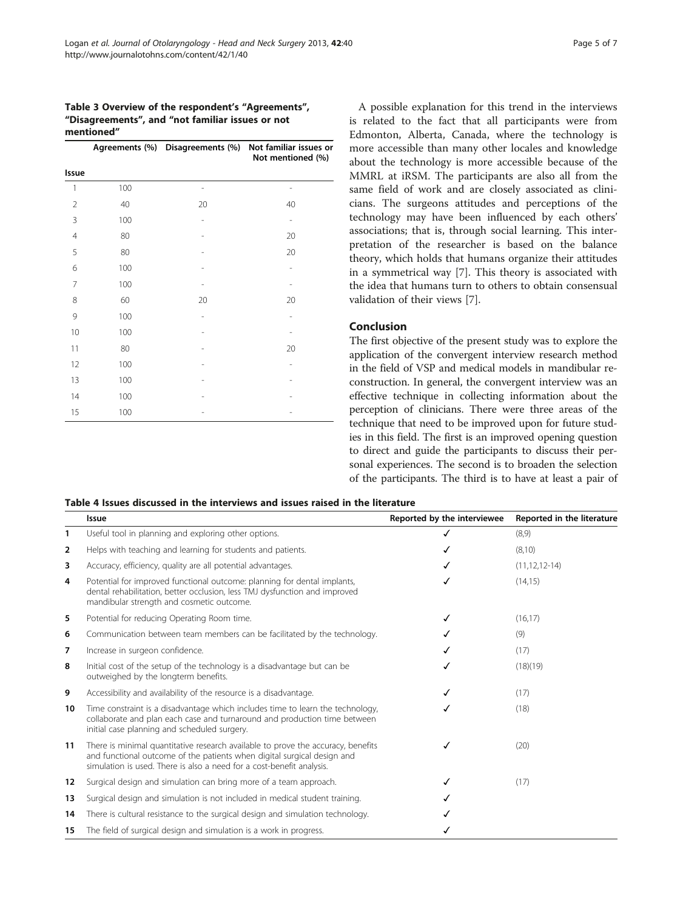**Table 3 Overview of the respondent's "Agreements", "Disagreements", and "not familiar issues or not mentioned"**

| Issue | Agreements (%) | Disagreements (%) | Not familiar issues or Not mentioned (%) |
|---|---|---|---|
| 1 | 100 | - | - |
| 2 | 40 | 20 | 40 |
| 3 | 100 | - | - |
| 4 | 80 | - | 20 |
| 5 | 80 | - | 20 |
| 6 | 100 | - | - |
| 7 | 100 | - | - |
| 8 | 60 | 20 | 20 |
| 9 | 100 | - | - |
| 10 | 100 | - | - |
| 11 | 80 | - | 20 |
| 12 | 100 | - | - |
| 13 | 100 | - | - |
| 14 | 100 | - | - |
| 15 | 100 | - | - |

A possible explanation for this trend in the interviews is related to the fact that all participants were from Edmonton, Alberta, Canada, where the technology is more accessible than many other locales and knowledge about the technology is more accessible because of the MMRL at iRSM. The participants are also all from the same field of work and are closely associated as clinicians. The surgeons attitudes and perceptions of the technology may have been influenced by each others' associations; that is, through social learning. This interpretation of the researcher is based on the balance theory, which holds that humans organize their attitudes in a symmetrical way [7]. This theory is associated with the idea that humans turn to others to obtain consensual validation of their views [7].

## Conclusion

The first objective of the present study was to explore the application of the convergent interview research method in the field of VSP and medical models in mandibular reconstruction. In general, the convergent interview was an effective technique in collecting information about the perception of clinicians. There were three areas of the technique that need to be improved upon for future studies in this field. The first is an improved opening question to direct and guide the participants to discuss their personal experiences. The second is to broaden the selection of the participants. The third is to have at least a pair of

**Table 4 Issues discussed in the interviews and issues raised in the literature**

| | Issue | Reported by the interviewee | Reported in the literature |
|---|---|---|---|
| 1 | Useful tool in planning and exploring other options. | ✓ | (8,9) |
| 2 | Helps with teaching and learning for students and patients. | ✓ | (8,10) |
| 3 | Accuracy, efficiency, quality are all potential advantages. | ✓ | (11,12,12-14) |
| 4 | Potential for improved functional outcome: planning for dental implants, dental rehabilitation, better occlusion, less TMJ dysfunction and improved mandibular strength and cosmetic outcome. | ✓ | (14,15) |
| 5 | Potential for reducing Operating Room time. | ✓ | (16,17) |
| 6 | Communication between team members can be facilitated by the technology. | ✓ | (9) |
| 7 | Increase in surgeon confidence. | ✓ | (17) |
| 8 | Initial cost of the setup of the technology is a disadvantage but can be outweighed by the longterm benefits. | ✓ | (18)(19) |
| 9 | Accessibility and availability of the resource is a disadvantage. | ✓ | (17) |
| 10 | Time constraint is a disadvantage which includes time to learn the technology, collaborate and plan each case and turnaround and production time between initial case planning and scheduled surgery. | ✓ | (18) |
| 11 | There is minimal quantitative research available to prove the accuracy, benefits and functional outcome of the patients when digital surgical design and simulation is used. There is also a need for a cost-benefit analysis. | ✓ | (20) |
| 12 | Surgical design and simulation can bring more of a team approach. | ✓ | (17) |
| 13 | Surgical design and simulation is not included in medical student training. | ✓ | |
| 14 | There is cultural resistance to the surgical design and simulation technology. | ✓ | |
| 15 | The field of surgical design and simulation is a work in progress. | ✓ | |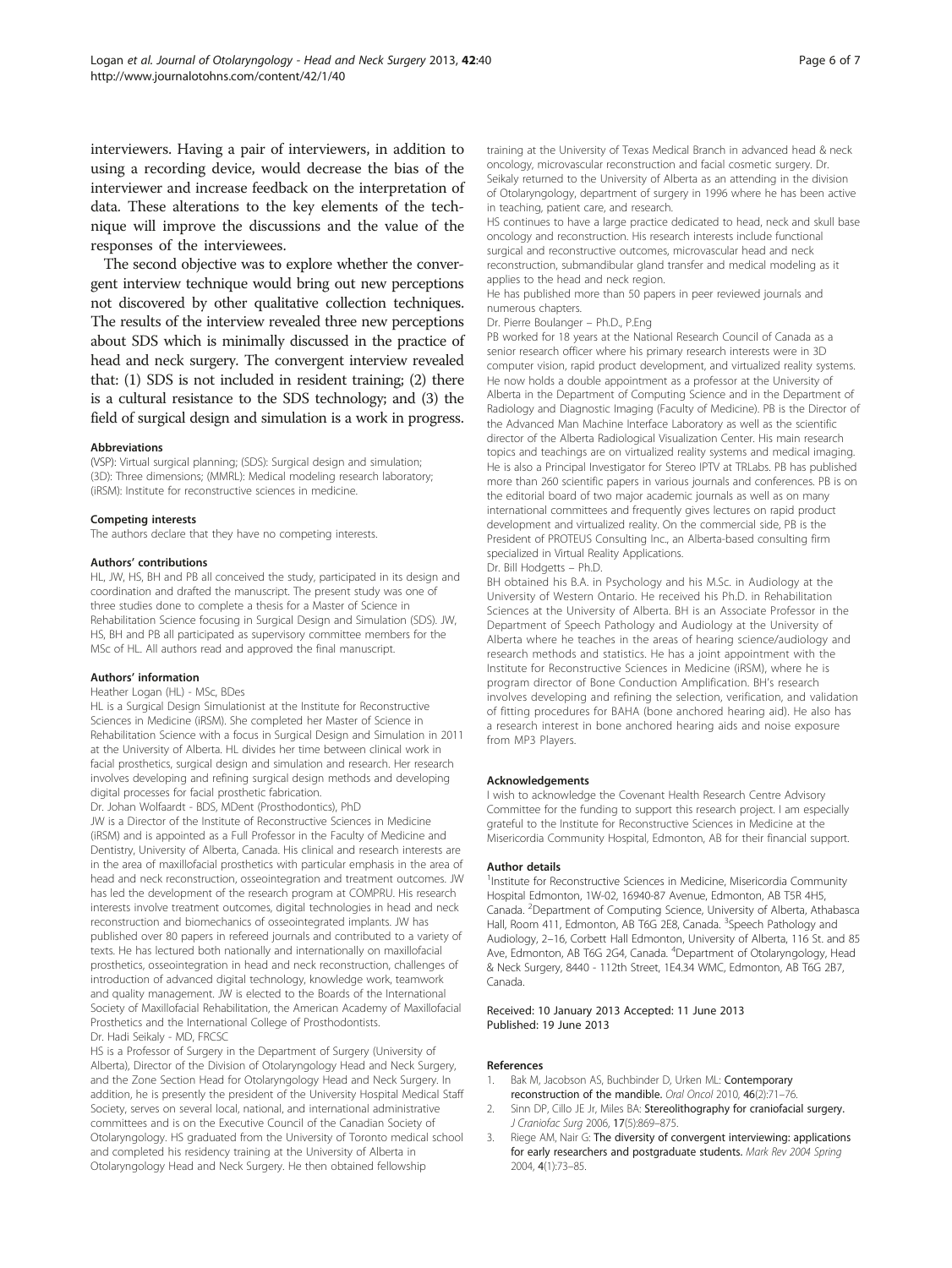interviewers. Having a pair of interviewers, in addition to using a recording device, would decrease the bias of the interviewer and increase feedback on the interpretation of data. These alterations to the key elements of the technique will improve the discussions and the value of the responses of the interviewees.

The second objective was to explore whether the convergent interview technique would bring out new perceptions not discovered by other qualitative collection techniques. The results of the interview revealed three new perceptions about SDS which is minimally discussed in the practice of head and neck surgery. The convergent interview revealed that: (1) SDS is not included in resident training; (2) there is a cultural resistance to the SDS technology; and (3) the field of surgical design and simulation is a work in progress.

#### Abbreviations

(VSP): Virtual surgical planning; (SDS): Surgical design and simulation; (3D): Three dimensions; (MMRL): Medical modeling research laboratory; (iRSM): Institute for reconstructive sciences in medicine.

#### Competing interests

The authors declare that they have no competing interests.

#### Authors' contributions

HL, JW, HS, BH and PB all conceived the study, participated in its design and coordination and drafted the manuscript. The present study was one of three studies done to complete a thesis for a Master of Science in Rehabilitation Science focusing in Surgical Design and Simulation (SDS). JW, HS, BH and PB all participated as supervisory committee members for the MSc of HL. All authors read and approved the final manuscript.

#### Authors' information

Heather Logan (HL) - MSc, BDes

HL is a Surgical Design Simulationist at the Institute for Reconstructive Sciences in Medicine (iRSM). She completed her Master of Science in Rehabilitation Science with a focus in Surgical Design and Simulation in 2011 at the University of Alberta. HL divides her time between clinical work in facial prosthetics, surgical design and simulation and research. Her research involves developing and refining surgical design methods and developing digital processes for facial prosthetic fabrication.

Dr. Johan Wolfaardt - BDS, MDent (Prosthodontics), PhD

JW is a Director of the Institute of Reconstructive Sciences in Medicine (iRSM) and is appointed as a Full Professor in the Faculty of Medicine and Dentistry, University of Alberta, Canada. His clinical and research interests are in the area of maxillofacial prosthetics with particular emphasis in the area of head and neck reconstruction, osseointegration and treatment outcomes. JW has led the development of the research program at COMPRU. His research interests involve treatment outcomes, digital technologies in head and neck reconstruction and biomechanics of osseointegrated implants. JW has published over 80 papers in refereed journals and contributed to a variety of texts. He has lectured both nationally and internationally on maxillofacial prosthetics, osseointegration in head and neck reconstruction, challenges of introduction of advanced digital technology, knowledge work, teamwork and quality management. JW is elected to the Boards of the International Society of Maxillofacial Rehabilitation, the American Academy of Maxillofacial Prosthetics and the International College of Prosthodontists.

Dr. Hadi Seikaly - MD, FRCSC

HS is a Professor of Surgery in the Department of Surgery (University of Alberta), Director of the Division of Otolaryngology Head and Neck Surgery, and the Zone Section Head for Otolaryngology Head and Neck Surgery. In addition, he is presently the president of the University Hospital Medical Staff Society, serves on several local, national, and international administrative committees and is on the Executive Council of the Canadian Society of Otolaryngology. HS graduated from the University of Toronto medical school and completed his residency training at the University of Alberta in Otolaryngology Head and Neck Surgery. He then obtained fellowship training at the University of Texas Medical Branch in advanced head & neck oncology, microvascular reconstruction and facial cosmetic surgery. Dr. Seikaly returned to the University of Alberta as an attending in the division of Otolaryngology, department of surgery in 1996 where he has been active in teaching, patient care, and research.

HS continues to have a large practice dedicated to head, neck and skull base oncology and reconstruction. His research interests include functional surgical and reconstructive outcomes, microvascular head and neck reconstruction, submandibular gland transfer and medical modeling as it applies to the head and neck region.

He has published more than 50 papers in peer reviewed journals and numerous chapters.

Dr. Pierre Boulanger – Ph.D., P.Eng

PB worked for 18 years at the National Research Council of Canada as a senior research officer where his primary research interests were in 3D computer vision, rapid product development, and virtualized reality systems. He now holds a double appointment as a professor at the University of Alberta in the Department of Computing Science and in the Department of Radiology and Diagnostic Imaging (Faculty of Medicine). PB is the Director of the Advanced Man Machine Interface Laboratory as well as the scientific director of the Alberta Radiological Visualization Center. His main research topics and teachings are on virtualized reality systems and medical imaging. He is also a Principal Investigator for Stereo IPTV at TRLabs. PB has published more than 260 scientific papers in various journals and conferences. PB is on the editorial board of two major academic journals as well as on many international committees and frequently gives lectures on rapid product development and virtualized reality. On the commercial side, PB is the President of PROTEUS Consulting Inc., an Alberta-based consulting firm specialized in Virtual Reality Applications.

Dr. Bill Hodgetts – Ph.D.

BH obtained his B.A. in Psychology and his M.Sc. in Audiology at the University of Western Ontario. He received his Ph.D. in Rehabilitation Sciences at the University of Alberta. BH is an Associate Professor in the Department of Speech Pathology and Audiology at the University of Alberta where he teaches in the areas of hearing science/audiology and research methods and statistics. He has a joint appointment with the Institute for Reconstructive Sciences in Medicine (iRSM), where he is program director of Bone Conduction Amplification. BH's research involves developing and refining the selection, verification, and validation of fitting procedures for BAHA (bone anchored hearing aid). He also has a research interest in bone anchored hearing aids and noise exposure from MP3 Players.

#### Acknowledgements

I wish to acknowledge the Covenant Health Research Centre Advisory Committee for the funding to support this research project. I am especially grateful to the Institute for Reconstructive Sciences in Medicine at the Misericordia Community Hospital, Edmonton, AB for their financial support.

#### Author details

[1]Institute for Reconstructive Sciences in Medicine, Misericordia Community Hospital Edmonton, 1W-02, 16940-87 Avenue, Edmonton, AB T5R 4H5, Canada. [2]Department of Computing Science, University of Alberta, Athabasca Hall, Room 411, Edmonton, AB T6G 2E8, Canada. [3]Speech Pathology and Audiology, 2–16, Corbett Hall Edmonton, University of Alberta, 116 St. and 85 Ave, Edmonton, AB T6G 2G4, Canada. [4]Department of Otolaryngology, Head & Neck Surgery, 8440 - 112th Street, 1E4.34 WMC, Edmonton, AB T6G 2B7, Canada.

Received: 10 January 2013 Accepted: 11 June 2013
Published: 19 June 2013

#### References

1. Bak M, Jacobson AS, Buchbinder D, Urken ML: **Contemporary reconstruction of the mandible.** *Oral Oncol* 2010, **46**(2):71–76.
2. Sinn DP, Cillo JE Jr, Miles BA: **Stereolithography for craniofacial surgery.** *J Craniofac Surg* 2006, **17**(5):869–875.
3. Riege AM, Nair G: **The diversity of convergent interviewing: applications for early researchers and postgraduate students.** *Mark Rev 2004 Spring* 2004, **4**(1):73–85.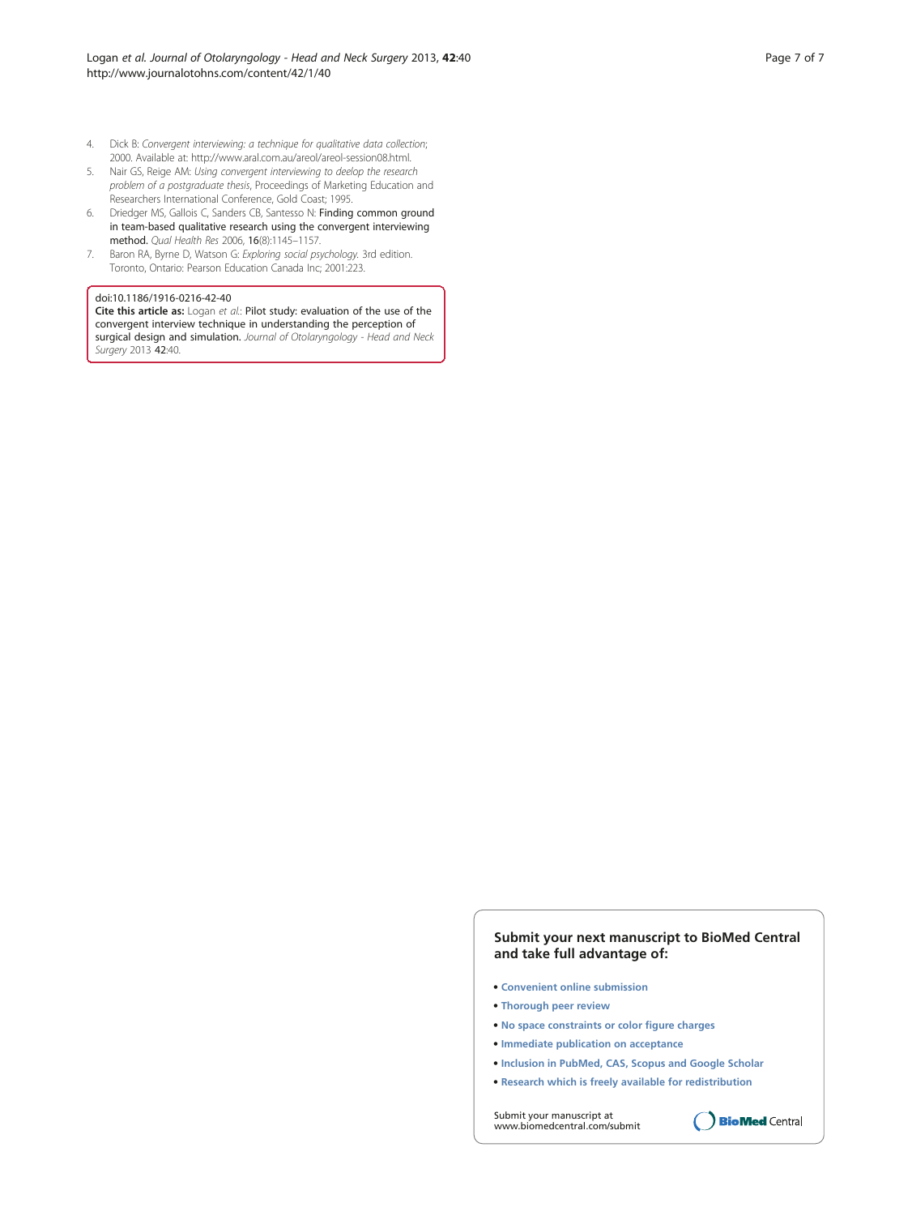4. Dick B: *Convergent interviewing: a technique for qualitative data collection*; 2000. Available at: http://www.aral.com.au/areol/areol-session08.html.
5. Nair GS, Reige AM: *Using convergent interviewing to deelop the research problem of a postgraduate thesis*, Proceedings of Marketing Education and Researchers International Conference, Gold Coast; 1995.
6. Driedger MS, Gallois C, Sanders CB, Santesso N: **Finding common ground in team-based qualitative research using the convergent interviewing method.** *Qual Health Res* 2006, **16**(8):1145–1157.
7. Baron RA, Byrne D, Watson G: *Exploring social psychology.* 3rd edition. Toronto, Ontario: Pearson Education Canada Inc; 2001:223.

doi:10.1186/1916-0216-42-40
**Cite this article as:** Logan *et al.*: Pilot study: evaluation of the use of the convergent interview technique in understanding the perception of surgical design and simulation. *Journal of Otolaryngology - Head and Neck Surgery* 2013 **42**:40.

**Submit your next manuscript to BioMed Central and take full advantage of:**

- **Convenient online submission**
- **Thorough peer review**
- **No space constraints or color figure charges**
- **Immediate publication on acceptance**
- **Inclusion in PubMed, CAS, Scopus and Google Scholar**
- **Research which is freely available for redistribution**

Submit your manuscript at
www.biomedcentral.com/submit

BioMed Central